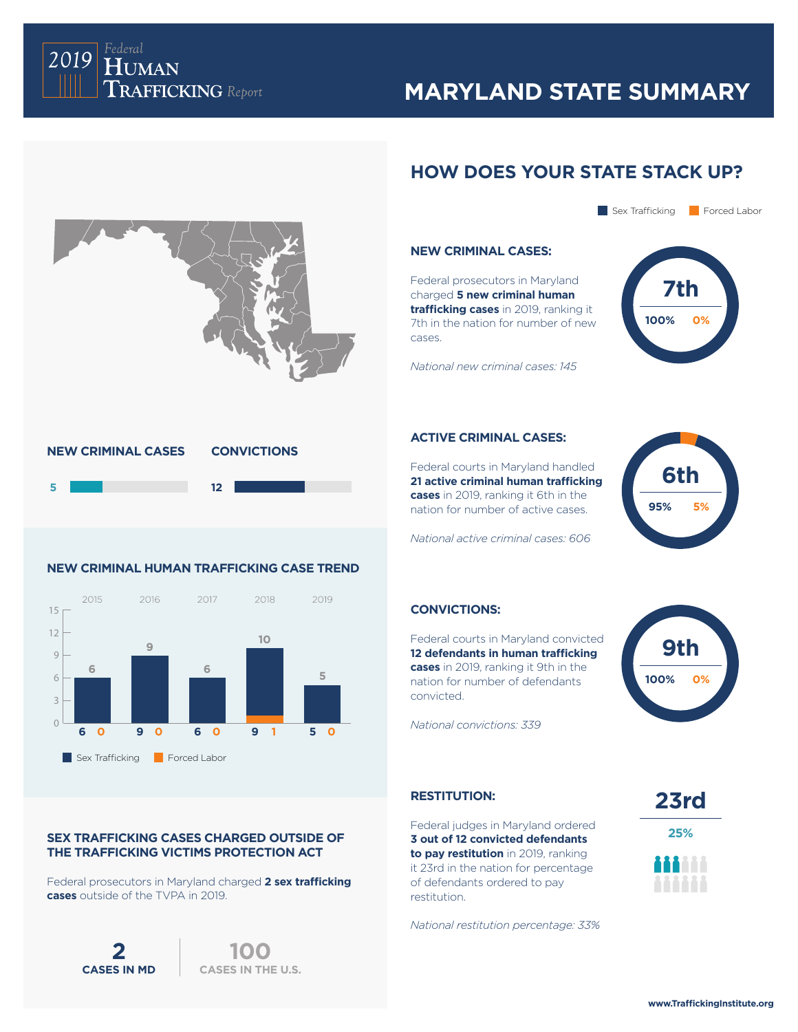2019 Federal Human Trafficking Report

# MARYLAND STATE SUMMARY

| NEW CRIMINAL CASES | CONVICTIONS |
| --- | --- |
| 5 | 12 |

## NEW CRIMINAL HUMAN TRAFFICKING CASE TREND

| Year | Total | Sex Trafficking | Forced Labor |
| --- | --- | --- | --- |
| 2015 | 6 | 6 | 0 |
| 2016 | 9 | 9 | 0 |
| 2017 | 6 | 6 | 0 |
| 2018 | 10 | 9 | 1 |
| 2019 | 5 | 5 | 0 |

## SEX TRAFFICKING CASES CHARGED OUTSIDE OF THE TRAFFICKING VICTIMS PROTECTION ACT

Federal prosecutors in Maryland charged **2 sex trafficking cases** outside of the TVPA in 2019.

**2** CASES IN MD

**100** CASES IN THE U.S.

## HOW DOES YOUR STATE STACK UP?

Sex Trafficking | Forced Labor

### NEW CRIMINAL CASES:

Federal prosecutors in Maryland charged **5 new criminal human trafficking cases** in 2019, ranking it 7th in the nation for number of new cases.

*National new criminal cases: 145*

7th — 100% | 0%

### ACTIVE CRIMINAL CASES:

Federal courts in Maryland handled **21 active criminal human trafficking cases** in 2019, ranking it 6th in the nation for number of active cases.

*National active criminal cases: 606*

6th — 95% | 5%

### CONVICTIONS:

Federal courts in Maryland convicted **12 defendants in human trafficking cases** in 2019, ranking it 9th in the nation for number of defendants convicted.

*National convictions: 339*

9th — 100% | 0%

### RESTITUTION:

Federal judges in Maryland ordered **3 out of 12 convicted defendants to pay restitution** in 2019, ranking it 23rd in the nation for percentage of defendants ordered to pay restitution.

*National restitution percentage: 33%*

23rd — 25%

www.TraffickingInstitute.org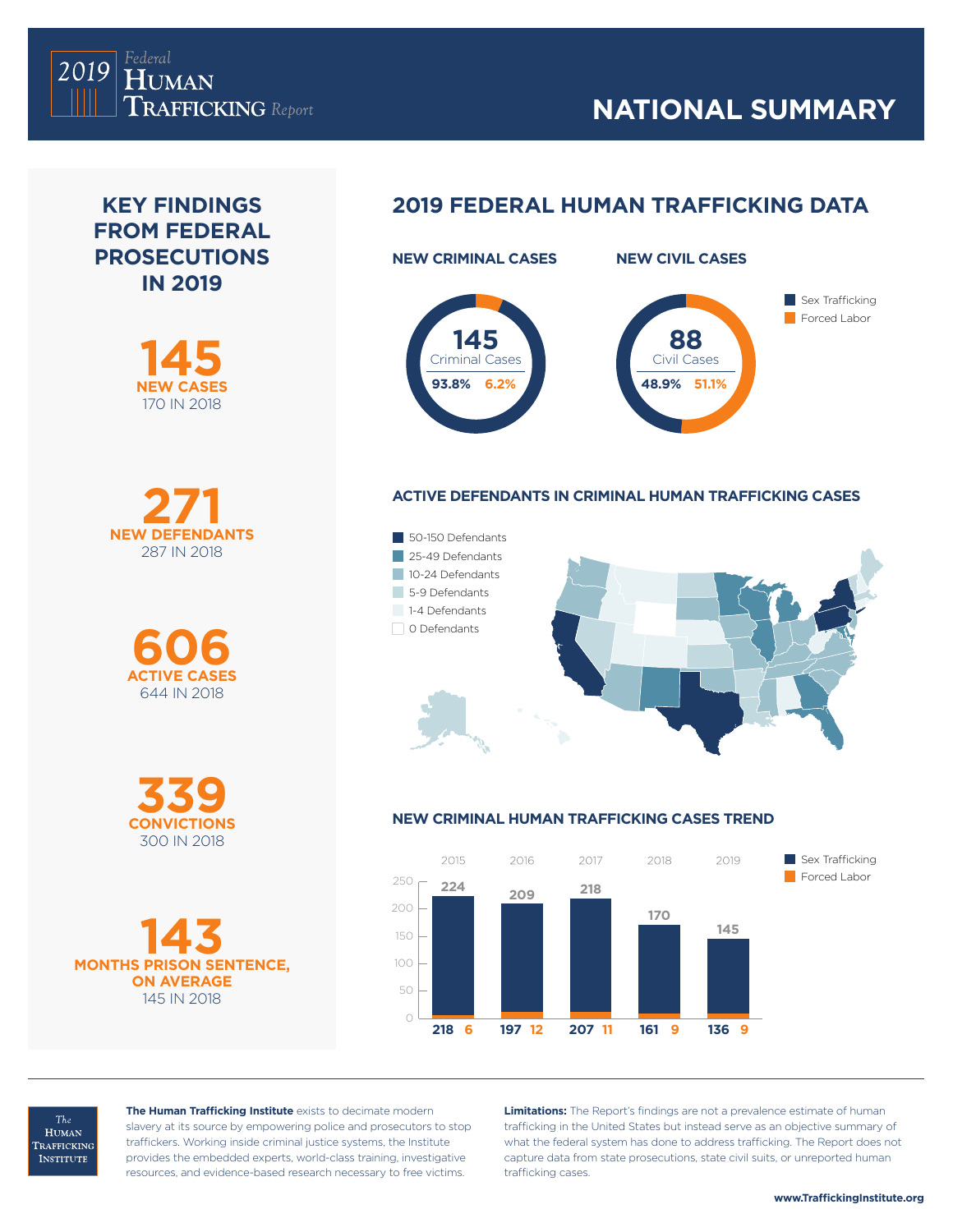2019 Federal Human Trafficking Report

# NATIONAL SUMMARY

## KEY FINDINGS FROM FEDERAL PROSECUTIONS IN 2019

**145**
**NEW CASES**
170 IN 2018

**271**
**NEW DEFENDANTS**
287 IN 2018

**606**
**ACTIVE CASES**
644 IN 2018

**339**
**CONVICTIONS**
300 IN 2018

**143**
**MONTHS PRISON SENTENCE, ON AVERAGE**
145 IN 2018

## 2019 FEDERAL HUMAN TRAFFICKING DATA

### NEW CRIMINAL CASES

145
Criminal Cases
93.8% 6.2%

### NEW CIVIL CASES

88
Civil Cases
48.9% 51.1%

Sex Trafficking
Forced Labor

### ACTIVE DEFENDANTS IN CRIMINAL HUMAN TRAFFICKING CASES

50-150 Defendants
25-49 Defendants
10-24 Defendants
5-9 Defendants
1-4 Defendants
0 Defendants

### NEW CRIMINAL HUMAN TRAFFICKING CASES TREND

2015 2016 2017 2018 2019

224 209 218 170 145

250 200 150 100 50 0

218 6 197 12 207 11 161 9 136 9

Sex Trafficking
Forced Labor

---

**The Human Trafficking Institute** exists to decimate modern slavery at its source by empowering police and prosecutors to stop traffickers. Working inside criminal justice systems, the Institute provides the embedded experts, world-class training, investigative resources, and evidence-based research necessary to free victims.

**Limitations:** The Report's findings are not a prevalence estimate of human trafficking in the United States but instead serve as an objective summary of what the federal system has done to address trafficking. The Report does not capture data from state prosecutions, state civil suits, or unreported human trafficking cases.

**www.TraffickingInstitute.org**